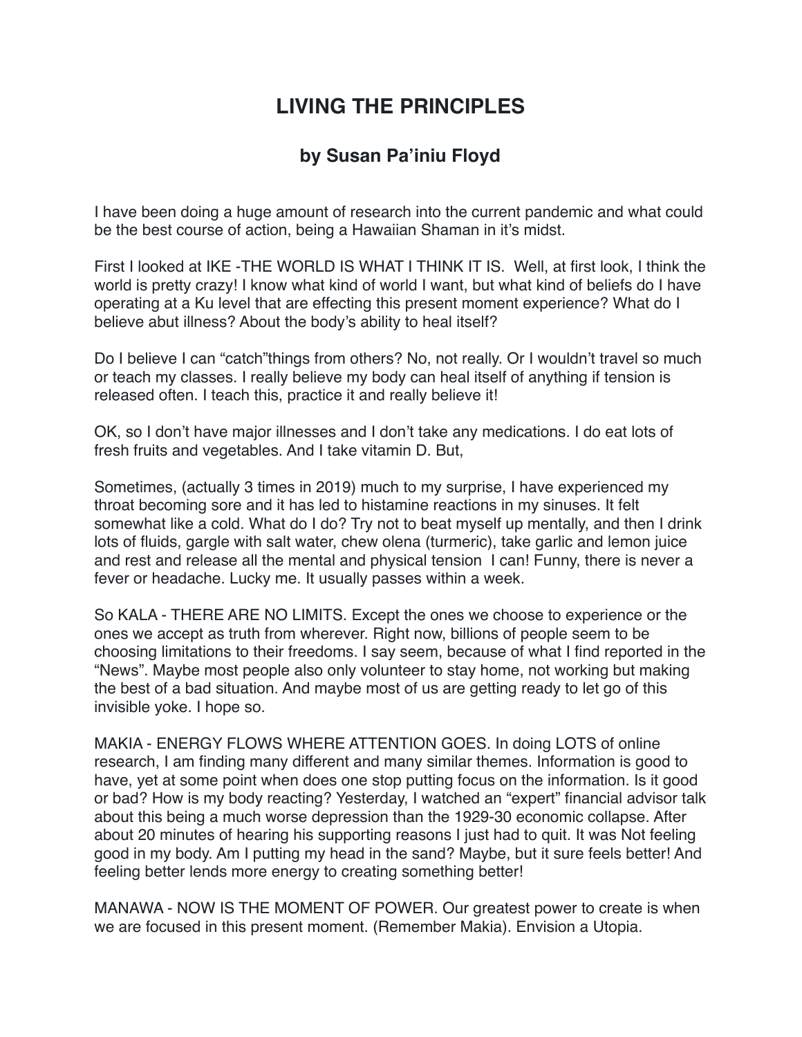# LIVING THE PRINCIPLES

## by Susan Pa'iniu Floyd

I have been doing a huge amount of research into the current pandemic and what could be the best course of action, being a Hawaiian Shaman in it's midst.

First I looked at IKE -THE WORLD IS WHAT I THINK IT IS. Well, at first look, I think the world is pretty crazy! I know what kind of world I want, but what kind of beliefs do I have operating at a Ku level that are effecting this present moment experience? What do I believe abut illness? About the body's ability to heal itself?

Do I believe I can "catch"things from others? No, not really. Or I wouldn't travel so much or teach my classes. I really believe my body can heal itself of anything if tension is released often. I teach this, practice it and really believe it!

OK, so I don't have major illnesses and I don't take any medications. I do eat lots of fresh fruits and vegetables. And I take vitamin D. But,

Sometimes, (actually 3 times in 2019) much to my surprise, I have experienced my throat becoming sore and it has led to histamine reactions in my sinuses. It felt somewhat like a cold. What do I do? Try not to beat myself up mentally, and then I drink lots of fluids, gargle with salt water, chew olena (turmeric), take garlic and lemon juice and rest and release all the mental and physical tension I can! Funny, there is never a fever or headache. Lucky me. It usually passes within a week.

So KALA - THERE ARE NO LIMITS. Except the ones we choose to experience or the ones we accept as truth from wherever. Right now, billions of people seem to be choosing limitations to their freedoms. I say seem, because of what I find reported in the "News". Maybe most people also only volunteer to stay home, not working but making the best of a bad situation. And maybe most of us are getting ready to let go of this invisible yoke. I hope so.

MAKIA - ENERGY FLOWS WHERE ATTENTION GOES. In doing LOTS of online research, I am finding many different and many similar themes. Information is good to have, yet at some point when does one stop putting focus on the information. Is it good or bad? How is my body reacting? Yesterday, I watched an "expert" financial advisor talk about this being a much worse depression than the 1929-30 economic collapse. After about 20 minutes of hearing his supporting reasons I just had to quit. It was Not feeling good in my body. Am I putting my head in the sand? Maybe, but it sure feels better! And feeling better lends more energy to creating something better!

MANAWA - NOW IS THE MOMENT OF POWER. Our greatest power to create is when we are focused in this present moment. (Remember Makia). Envision a Utopia.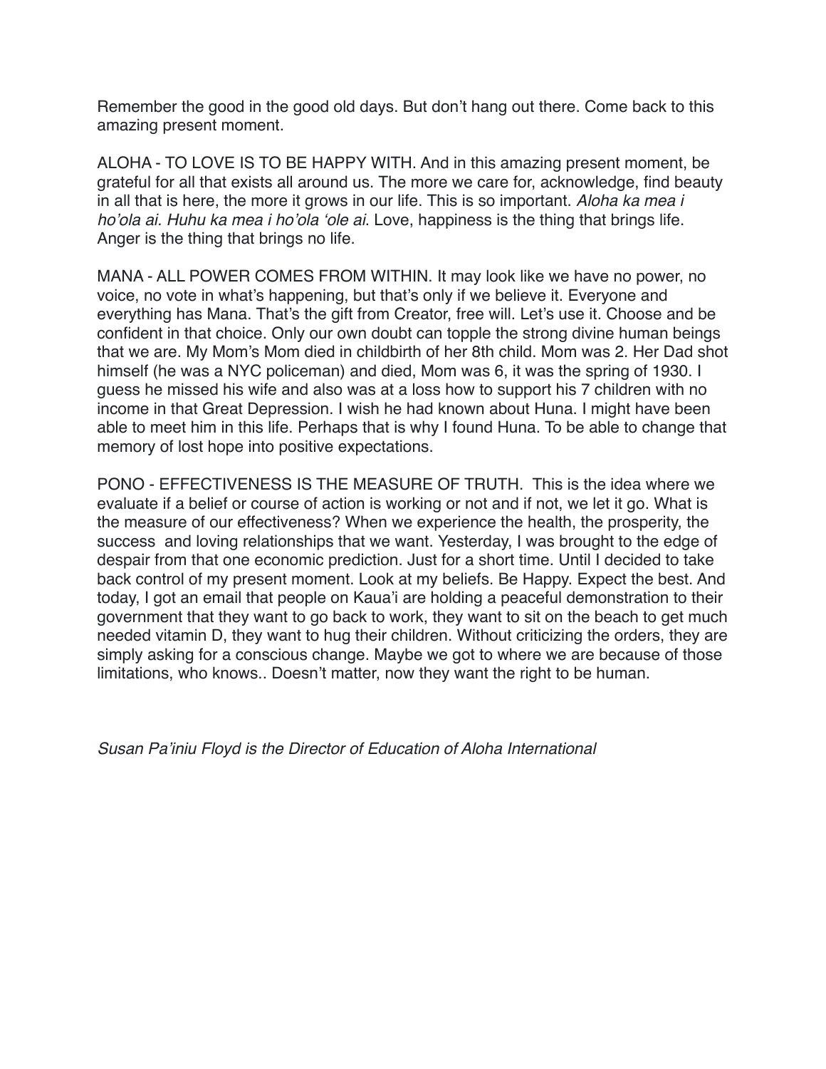Remember the good in the good old days. But don't hang out there. Come back to this amazing present moment.

ALOHA - TO LOVE IS TO BE HAPPY WITH. And in this amazing present moment, be grateful for all that exists all around us. The more we care for, acknowledge, find beauty in all that is here, the more it grows in our life. This is so important. *Aloha ka mea i ho'ola ai. Huhu ka mea i ho'ola 'ole ai*. Love, happiness is the thing that brings life. Anger is the thing that brings no life.

MANA - ALL POWER COMES FROM WITHIN. It may look like we have no power, no voice, no vote in what's happening, but that's only if we believe it. Everyone and everything has Mana. That's the gift from Creator, free will. Let's use it. Choose and be confident in that choice. Only our own doubt can topple the strong divine human beings that we are. My Mom's Mom died in childbirth of her 8th child. Mom was 2. Her Dad shot himself (he was a NYC policeman) and died, Mom was 6, it was the spring of 1930. I guess he missed his wife and also was at a loss how to support his 7 children with no income in that Great Depression. I wish he had known about Huna. I might have been able to meet him in this life. Perhaps that is why I found Huna. To be able to change that memory of lost hope into positive expectations.

PONO - EFFECTIVENESS IS THE MEASURE OF TRUTH. This is the idea where we evaluate if a belief or course of action is working or not and if not, we let it go. What is the measure of our effectiveness? When we experience the health, the prosperity, the success and loving relationships that we want. Yesterday, I was brought to the edge of despair from that one economic prediction. Just for a short time. Until I decided to take back control of my present moment. Look at my beliefs. Be Happy. Expect the best. And today, I got an email that people on Kaua'i are holding a peaceful demonstration to their government that they want to go back to work, they want to sit on the beach to get much needed vitamin D, they want to hug their children. Without criticizing the orders, they are simply asking for a conscious change. Maybe we got to where we are because of those limitations, who knows.. Doesn't matter, now they want the right to be human.

*Susan Pa'iniu Floyd is the Director of Education of Aloha International*